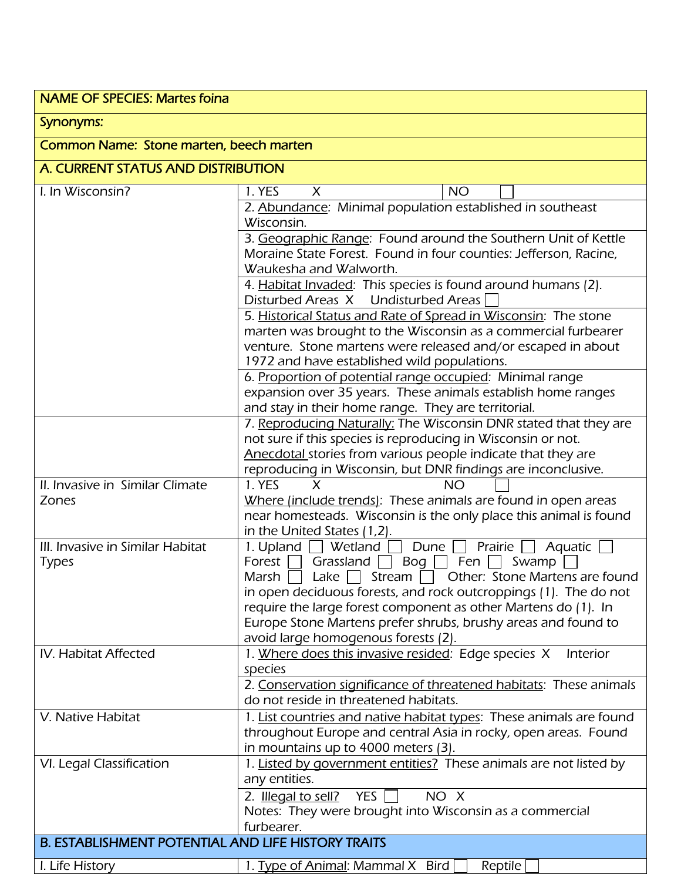| NAME OF SPECIES: Martes foina | |
|---|---|
| Synonyms: | |
| Common Name: Stone marten, beech marten | |
| **A. CURRENT STATUS AND DISTRIBUTION** | |
| I. In Wisconsin? | 1. YES X NO ☐ |
| | 2. Abundance: Minimal population established in southeast Wisconsin. |
| | 3. Geographic Range: Found around the Southern Unit of Kettle Moraine State Forest. Found in four counties: Jefferson, Racine, Waukesha and Walworth. |
| | 4. Habitat Invaded: This species is found around humans (2). Disturbed Areas X Undisturbed Areas ☐ |
| | 5. Historical Status and Rate of Spread in Wisconsin: The stone marten was brought to the Wisconsin as a commercial furbearer venture. Stone martens were released and/or escaped in about 1972 and have established wild populations. |
| | 6. Proportion of potential range occupied: Minimal range expansion over 35 years. These animals establish home ranges and stay in their home range. They are territorial. |
| | 7. Reproducing Naturally: The Wisconsin DNR stated that they are not sure if this species is reproducing in Wisconsin or not. Anecdotal stories from various people indicate that they are reproducing in Wisconsin, but DNR findings are inconclusive. |
| II. Invasive in Similar Climate Zones | 1. YES X NO ☐<br>Where (include trends): These animals are found in open areas near homesteads. Wisconsin is the only place this animal is found in the United States (1,2). |
| III. Invasive in Similar Habitat Types | 1. Upland ☐ Wetland ☐ Dune ☐ Prairie ☐ Aquatic ☐ Forest ☐ Grassland ☐ Bog ☐ Fen ☐ Swamp ☐ Marsh ☐ Lake ☐ Stream ☐ Other: Stone Martens are found in open deciduous forests, and rock outcroppings (1). The do not require the large forest component as other Martens do (1). In Europe Stone Martens prefer shrubs, brushy areas and found to avoid large homogenous forests (2). |
| IV. Habitat Affected | 1. Where does this invasive resided: Edge species X Interior species |
| | 2. Conservation significance of threatened habitats: These animals do not reside in threatened habitats. |
| V. Native Habitat | 1. List countries and native habitat types: These animals are found throughout Europe and central Asia in rocky, open areas. Found in mountains up to 4000 meters (3). |
| VI. Legal Classification | 1. Listed by government entities? These animals are not listed by any entities. |
| | 2. Illegal to sell? YES ☐ NO X<br>Notes: They were brought into Wisconsin as a commercial furbearer. |
| **B. ESTABLISHMENT POTENTIAL AND LIFE HISTORY TRAITS** | |
| I. Life History | 1. Type of Animal: Mammal X Bird ☐ Reptile ☐ |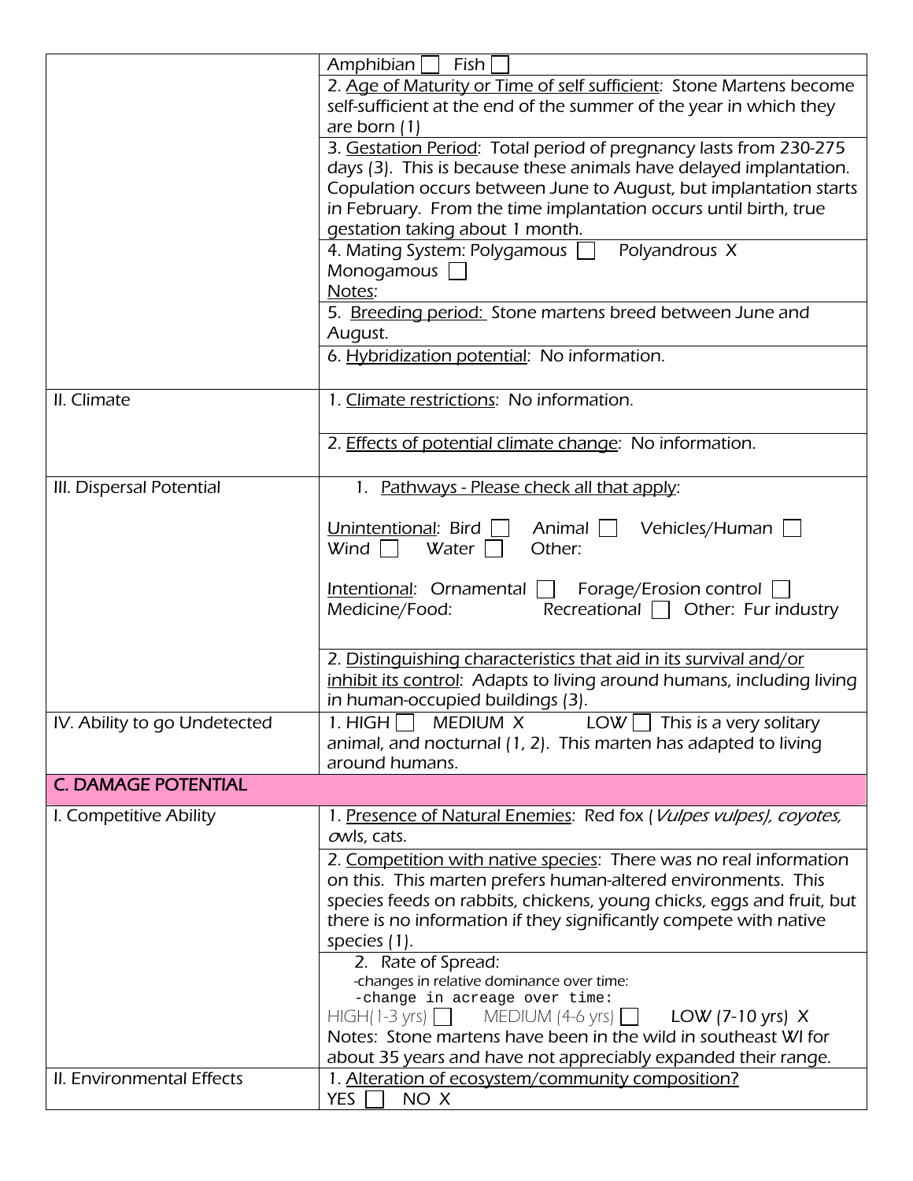| | |
|---|---|
| | Amphibian ☐ Fish ☐ |
| | 2. Age of Maturity or Time of self sufficient: Stone Martens become self-sufficient at the end of the summer of the year in which they are born (1) |
| | 3. Gestation Period: Total period of pregnancy lasts from 230-275 days (3). This is because these animals have delayed implantation. Copulation occurs between June to August, but implantation starts in February. From the time implantation occurs until birth, true gestation taking about 1 month. |
| | 4. Mating System: Polygamous ☐ Polyandrous X Monogamous ☐<br>Notes: |
| | 5. Breeding period: Stone martens breed between June and August. |
| | 6. Hybridization potential: No information. |
| II. Climate | 1. Climate restrictions: No information. |
| | 2. Effects of potential climate change: No information. |
| III. Dispersal Potential | 1. Pathways - Please check all that apply:<br><br>Unintentional: Bird ☐ Animal ☐ Vehicles/Human ☐ Wind ☐ Water ☐ Other:<br><br>Intentional: Ornamental ☐ Forage/Erosion control ☐ Medicine/Food: Recreational ☐ Other: Fur industry |
| | 2. Distinguishing characteristics that aid in its survival and/or inhibit its control: Adapts to living around humans, including living in human-occupied buildings (3). |
| IV. Ability to go Undetected | 1. HIGH ☐ MEDIUM X LOW ☐ This is a very solitary animal, and nocturnal (1, 2). This marten has adapted to living around humans. |
| **C. DAMAGE POTENTIAL** | |
| I. Competitive Ability | 1. Presence of Natural Enemies: Red fox (*Vulpes vulpes*), coyotes, owls, cats. |
| | 2. Competition with native species: There was no real information on this. This marten prefers human-altered environments. This species feeds on rabbits, chickens, young chicks, eggs and fruit, but there is no information if they significantly compete with native species (1). |
| | 2. Rate of Spread:<br>-changes in relative dominance over time:<br>-change in acreage over time:<br>HIGH(1-3 yrs) ☐ MEDIUM (4-6 yrs) ☐ LOW (7-10 yrs) X<br>Notes: Stone martens have been in the wild in southeast WI for about 35 years and have not appreciably expanded their range. |
| II. Environmental Effects | 1. Alteration of ecosystem/community composition?<br>YES ☐ NO X |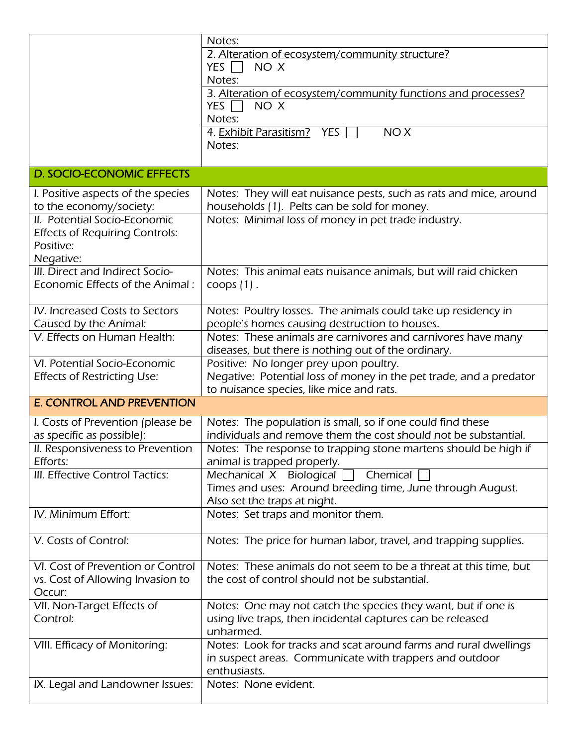| | |
|---|---|
| | Notes: |
| | 2. Alteration of ecosystem/community structure?<br>YES ☐ NO X<br>Notes: |
| | 3. Alteration of ecosystem/community functions and processes?<br>YES ☐ NO X<br>Notes: |
| | 4. Exhibit Parasitism? YES ☐ NO X<br>Notes: |

## D. SOCIO-ECONOMIC EFFECTS

| | |
|---|---|
| I. Positive aspects of the species to the economy/society: | Notes: They will eat nuisance pests, such as rats and mice, around households (1). Pelts can be sold for money. |
| II. Potential Socio-Economic Effects of Requiring Controls:<br>Positive:<br>Negative: | Notes: Minimal loss of money in pet trade industry. |
| III. Direct and Indirect Socio-Economic Effects of the Animal : | Notes: This animal eats nuisance animals, but will raid chicken coops (1) . |
| IV. Increased Costs to Sectors Caused by the Animal: | Notes: Poultry losses. The animals could take up residency in people's homes causing destruction to houses. |
| V. Effects on Human Health: | Notes: These animals are carnivores and carnivores have many diseases, but there is nothing out of the ordinary. |
| VI. Potential Socio-Economic Effects of Restricting Use: | Positive: No longer prey upon poultry.<br>Negative: Potential loss of money in the pet trade, and a predator to nuisance species, like mice and rats. |

## E. CONTROL AND PREVENTION

| | |
|---|---|
| I. Costs of Prevention (please be as specific as possible): | Notes: The population is small, so if one could find these individuals and remove them the cost should not be substantial. |
| II. Responsiveness to Prevention Efforts: | Notes: The response to trapping stone martens should be high if animal is trapped properly. |
| III. Effective Control Tactics: | Mechanical X Biological ☐ Chemical ☐<br>Times and uses: Around breeding time, June through August. Also set the traps at night. |
| IV. Minimum Effort: | Notes: Set traps and monitor them. |
| V. Costs of Control: | Notes: The price for human labor, travel, and trapping supplies. |
| VI. Cost of Prevention or Control vs. Cost of Allowing Invasion to Occur: | Notes: These animals do not seem to be a threat at this time, but the cost of control should not be substantial. |
| VII. Non-Target Effects of Control: | Notes: One may not catch the species they want, but if one is using live traps, then incidental captures can be released unharmed. |
| VIII. Efficacy of Monitoring: | Notes: Look for tracks and scat around farms and rural dwellings in suspect areas. Communicate with trappers and outdoor enthusiasts. |
| IX. Legal and Landowner Issues: | Notes: None evident. |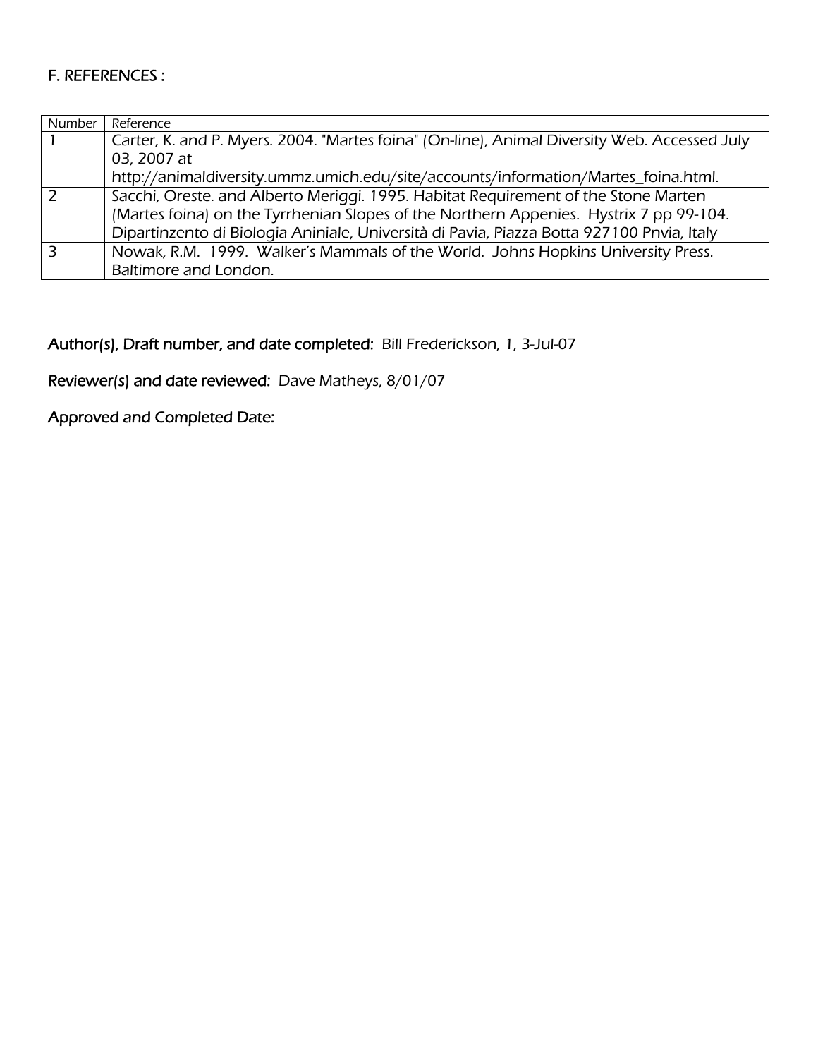## F. REFERENCES :

| Number | Reference |
|---|---|
| 1 | Carter, K. and P. Myers. 2004. "Martes foina" (On-line), Animal Diversity Web. Accessed July 03, 2007 at http://animaldiversity.ummz.umich.edu/site/accounts/information/Martes_foina.html. |
| 2 | Sacchi, Oreste. and Alberto Meriggi. 1995. Habitat Requirement of the Stone Marten (Martes foina) on the Tyrrhenian Slopes of the Northern Appenies. Hystrix 7 pp 99-104. Dipartinzento di Biologia Aniniale, Università di Pavia, Piazza Botta 927100 Pnvia, Italy |
| 3 | Nowak, R.M. 1999. Walker's Mammals of the World. Johns Hopkins University Press. Baltimore and London. |

**Author(s), Draft number, and date completed:** Bill Frederickson, 1, 3-Jul-07

**Reviewer(s) and date reviewed:** Dave Matheys, 8/01/07

**Approved and Completed Date:**